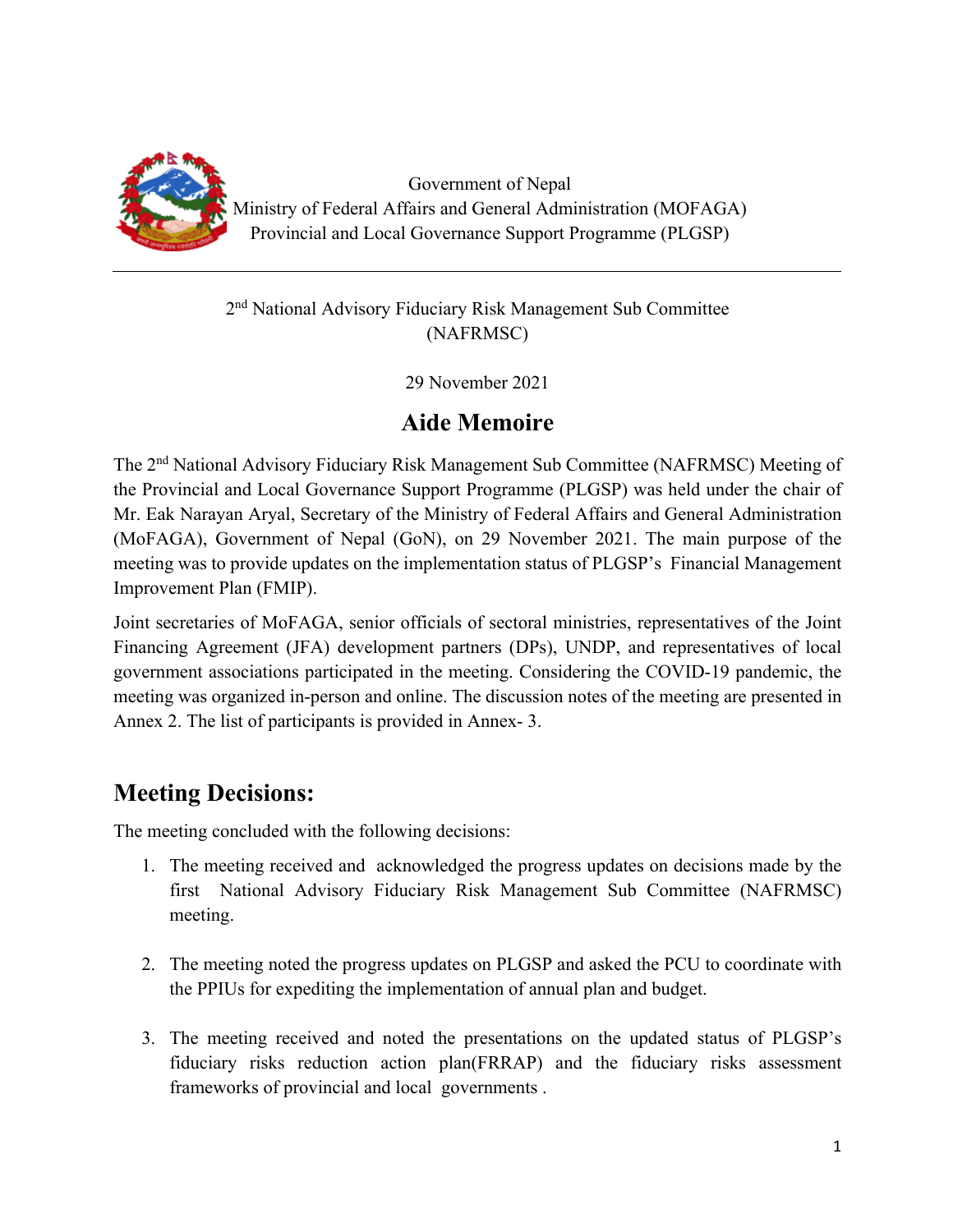Government of Nepal
Ministry of Federal Affairs and General Administration (MOFAGA)
Provincial and Local Governance Support Programme (PLGSP)

---

2nd National Advisory Fiduciary Risk Management Sub Committee (NAFRMSC)

29 November 2021

# Aide Memoire

The 2nd National Advisory Fiduciary Risk Management Sub Committee (NAFRMSC) Meeting of the Provincial and Local Governance Support Programme (PLGSP) was held under the chair of Mr. Eak Narayan Aryal, Secretary of the Ministry of Federal Affairs and General Administration (MoFAGA), Government of Nepal (GoN), on 29 November 2021. The main purpose of the meeting was to provide updates on the implementation status of PLGSP's Financial Management Improvement Plan (FMIP).

Joint secretaries of MoFAGA, senior officials of sectoral ministries, representatives of the Joint Financing Agreement (JFA) development partners (DPs), UNDP, and representatives of local government associations participated in the meeting. Considering the COVID-19 pandemic, the meeting was organized in-person and online. The discussion notes of the meeting are presented in Annex 2. The list of participants is provided in Annex- 3.

## Meeting Decisions:

The meeting concluded with the following decisions:

1. The meeting received and acknowledged the progress updates on decisions made by the first National Advisory Fiduciary Risk Management Sub Committee (NAFRMSC) meeting.

2. The meeting noted the progress updates on PLGSP and asked the PCU to coordinate with the PPIUs for expediting the implementation of annual plan and budget.

3. The meeting received and noted the presentations on the updated status of PLGSP's fiduciary risks reduction action plan(FRRAP) and the fiduciary risks assessment frameworks of provincial and local governments .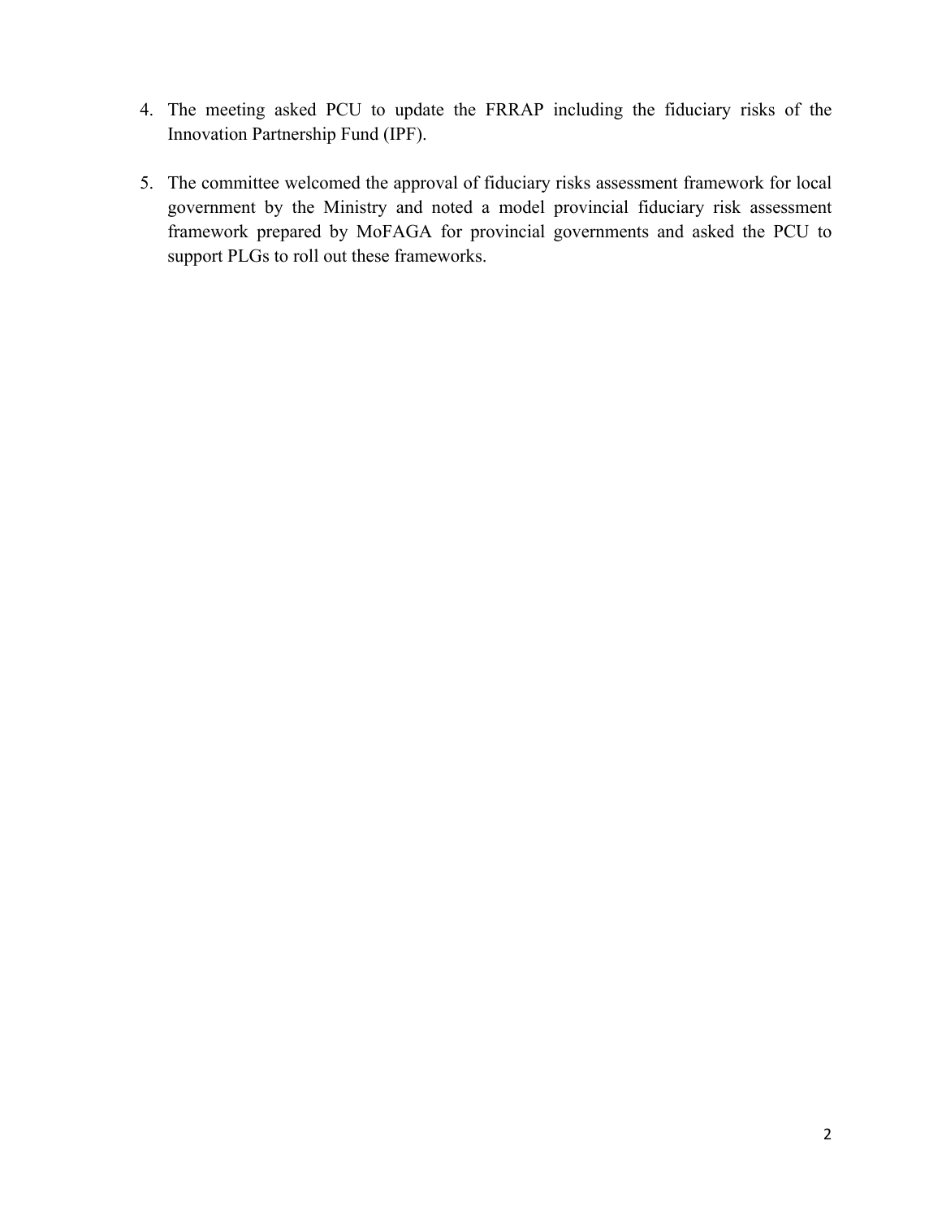4. The meeting asked PCU to update the FRRAP including the fiduciary risks of the Innovation Partnership Fund (IPF).

5. The committee welcomed the approval of fiduciary risks assessment framework for local government by the Ministry and noted a model provincial fiduciary risk assessment framework prepared by MoFAGA for provincial governments and asked the PCU to support PLGs to roll out these frameworks.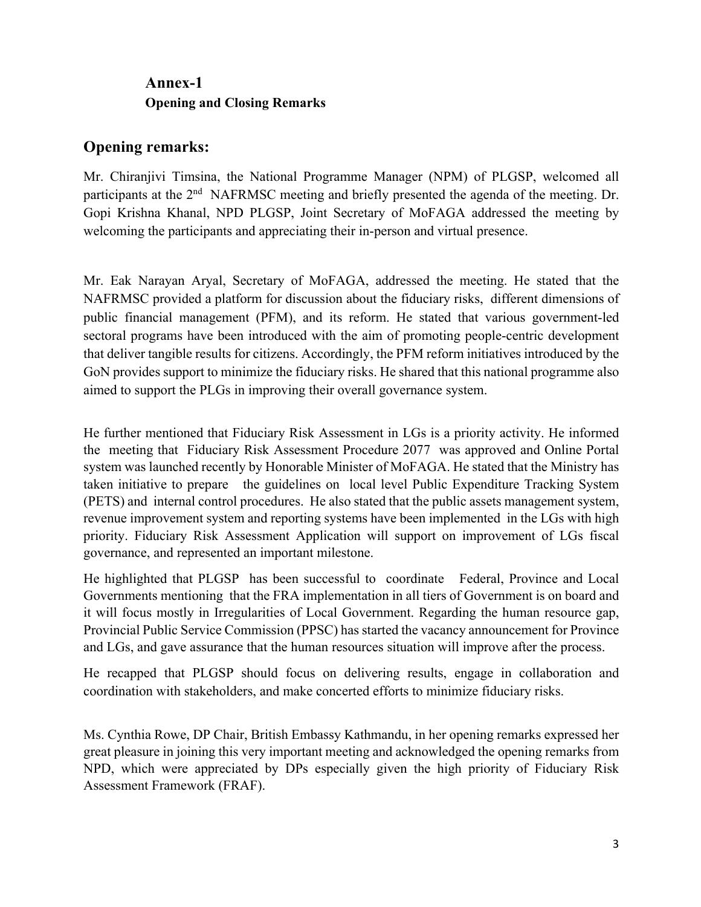## Annex-1

### Opening and Closing Remarks

## Opening remarks:

Mr. Chiranjivi Timsina, the National Programme Manager (NPM) of PLGSP, welcomed all participants at the 2nd NAFRMSC meeting and briefly presented the agenda of the meeting. Dr. Gopi Krishna Khanal, NPD PLGSP, Joint Secretary of MoFAGA addressed the meeting by welcoming the participants and appreciating their in-person and virtual presence.

Mr. Eak Narayan Aryal, Secretary of MoFAGA, addressed the meeting. He stated that the NAFRMSC provided a platform for discussion about the fiduciary risks, different dimensions of public financial management (PFM), and its reform. He stated that various government-led sectoral programs have been introduced with the aim of promoting people-centric development that deliver tangible results for citizens. Accordingly, the PFM reform initiatives introduced by the GoN provides support to minimize the fiduciary risks. He shared that this national programme also aimed to support the PLGs in improving their overall governance system.

He further mentioned that Fiduciary Risk Assessment in LGs is a priority activity. He informed the meeting that Fiduciary Risk Assessment Procedure 2077 was approved and Online Portal system was launched recently by Honorable Minister of MoFAGA. He stated that the Ministry has taken initiative to prepare the guidelines on local level Public Expenditure Tracking System (PETS) and internal control procedures. He also stated that the public assets management system, revenue improvement system and reporting systems have been implemented in the LGs with high priority. Fiduciary Risk Assessment Application will support on improvement of LGs fiscal governance, and represented an important milestone.

He highlighted that PLGSP has been successful to coordinate Federal, Province and Local Governments mentioning that the FRA implementation in all tiers of Government is on board and it will focus mostly in Irregularities of Local Government. Regarding the human resource gap, Provincial Public Service Commission (PPSC) has started the vacancy announcement for Province and LGs, and gave assurance that the human resources situation will improve after the process.

He recapped that PLGSP should focus on delivering results, engage in collaboration and coordination with stakeholders, and make concerted efforts to minimize fiduciary risks.

Ms. Cynthia Rowe, DP Chair, British Embassy Kathmandu, in her opening remarks expressed her great pleasure in joining this very important meeting and acknowledged the opening remarks from NPD, which were appreciated by DPs especially given the high priority of Fiduciary Risk Assessment Framework (FRAF).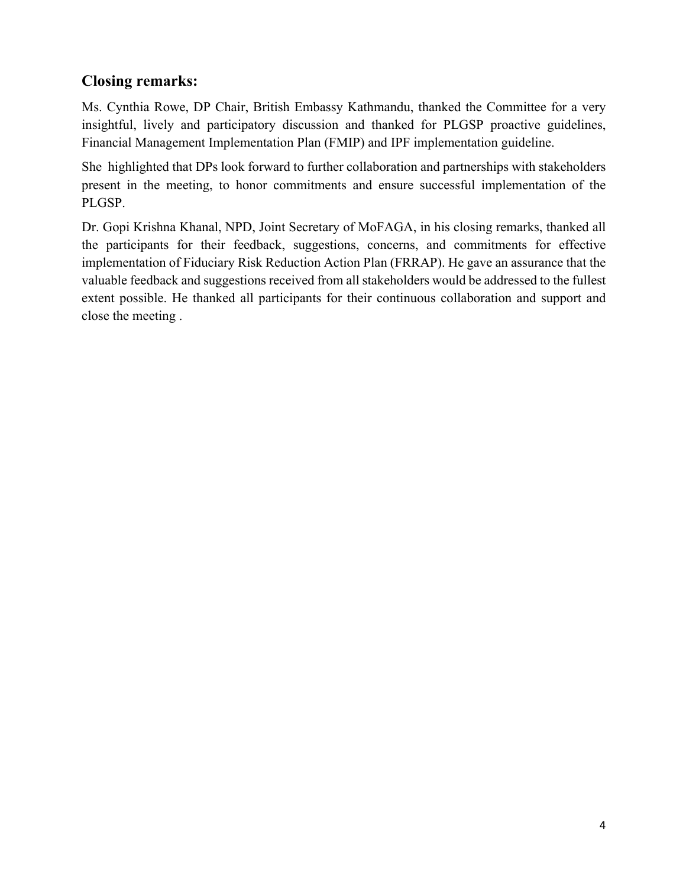## Closing remarks:

Ms. Cynthia Rowe, DP Chair, British Embassy Kathmandu, thanked the Committee for a very insightful, lively and participatory discussion and thanked for PLGSP proactive guidelines, Financial Management Implementation Plan (FMIP) and IPF implementation guideline.

She highlighted that DPs look forward to further collaboration and partnerships with stakeholders present in the meeting, to honor commitments and ensure successful implementation of the PLGSP.

Dr. Gopi Krishna Khanal, NPD, Joint Secretary of MoFAGA, in his closing remarks, thanked all the participants for their feedback, suggestions, concerns, and commitments for effective implementation of Fiduciary Risk Reduction Action Plan (FRRAP). He gave an assurance that the valuable feedback and suggestions received from all stakeholders would be addressed to the fullest extent possible. He thanked all participants for their continuous collaboration and support and close the meeting .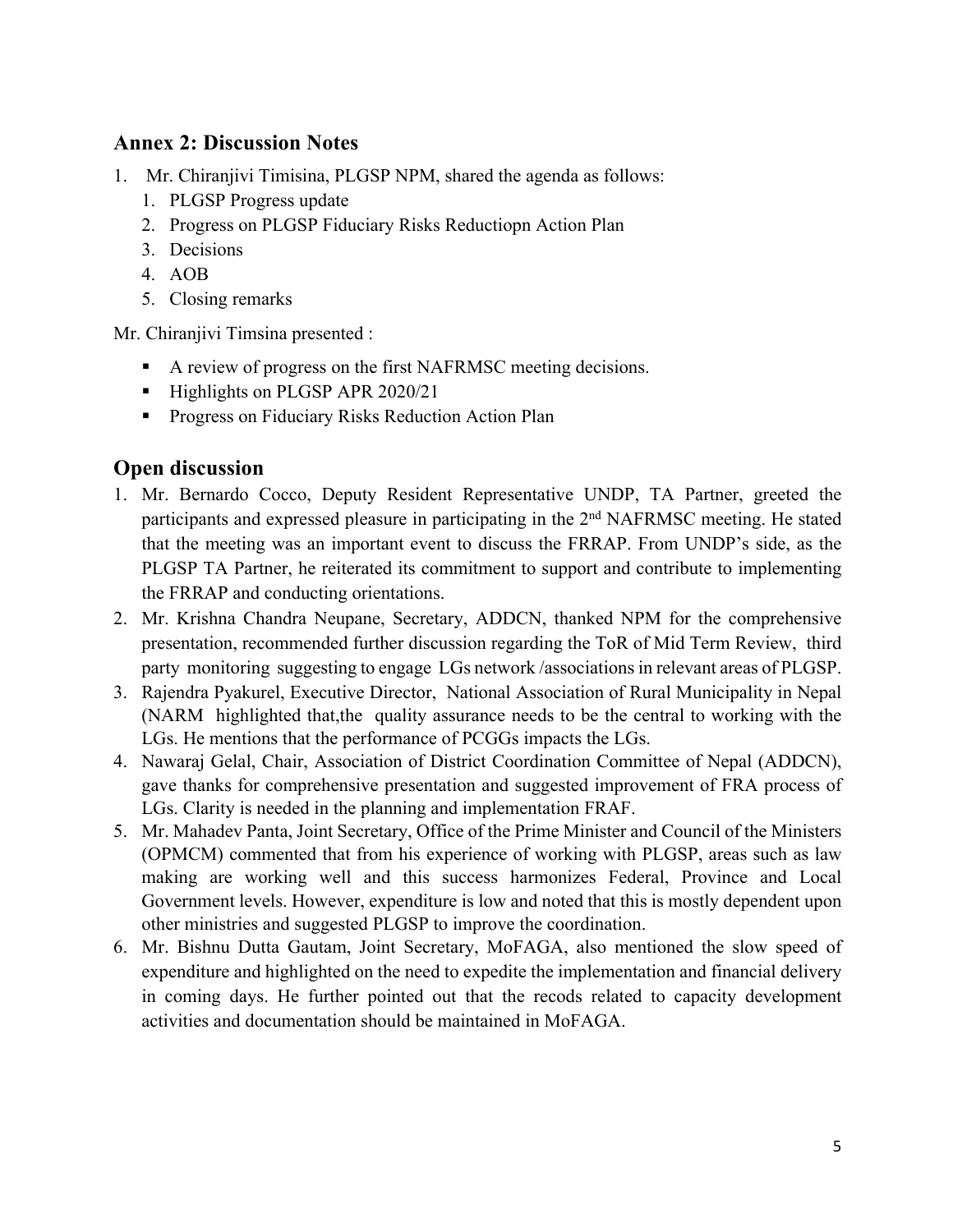## Annex 2: Discussion Notes

1. Mr. Chiranjivi Timisina, PLGSP NPM, shared the agenda as follows:
   1. PLGSP Progress update
   2. Progress on PLGSP Fiduciary Risks Reductiopn Action Plan
   3. Decisions
   4. AOB
   5. Closing remarks

Mr. Chiranjivi Timsina presented :

- A review of progress on the first NAFRMSC meeting decisions.
- Highlights on PLGSP APR 2020/21
- Progress on Fiduciary Risks Reduction Action Plan

## Open discussion

1. Mr. Bernardo Cocco, Deputy Resident Representative UNDP, TA Partner, greeted the participants and expressed pleasure in participating in the 2nd NAFRMSC meeting. He stated that the meeting was an important event to discuss the FRRAP. From UNDP's side, as the PLGSP TA Partner, he reiterated its commitment to support and contribute to implementing the FRRAP and conducting orientations.
2. Mr. Krishna Chandra Neupane, Secretary, ADDCN, thanked NPM for the comprehensive presentation, recommended further discussion regarding the ToR of Mid Term Review, third party monitoring suggesting to engage LGs network /associations in relevant areas of PLGSP.
3. Rajendra Pyakurel, Executive Director, National Association of Rural Municipality in Nepal (NARM highlighted that,the quality assurance needs to be the central to working with the LGs. He mentions that the performance of PCGGs impacts the LGs.
4. Nawaraj Gelal, Chair, Association of District Coordination Committee of Nepal (ADDCN), gave thanks for comprehensive presentation and suggested improvement of FRA process of LGs. Clarity is needed in the planning and implementation FRAF.
5. Mr. Mahadev Panta, Joint Secretary, Office of the Prime Minister and Council of the Ministers (OPMCM) commented that from his experience of working with PLGSP, areas such as law making are working well and this success harmonizes Federal, Province and Local Government levels. However, expenditure is low and noted that this is mostly dependent upon other ministries and suggested PLGSP to improve the coordination.
6. Mr. Bishnu Dutta Gautam, Joint Secretary, MoFAGA, also mentioned the slow speed of expenditure and highlighted on the need to expedite the implementation and financial delivery in coming days. He further pointed out that the recods related to capacity development activities and documentation should be maintained in MoFAGA.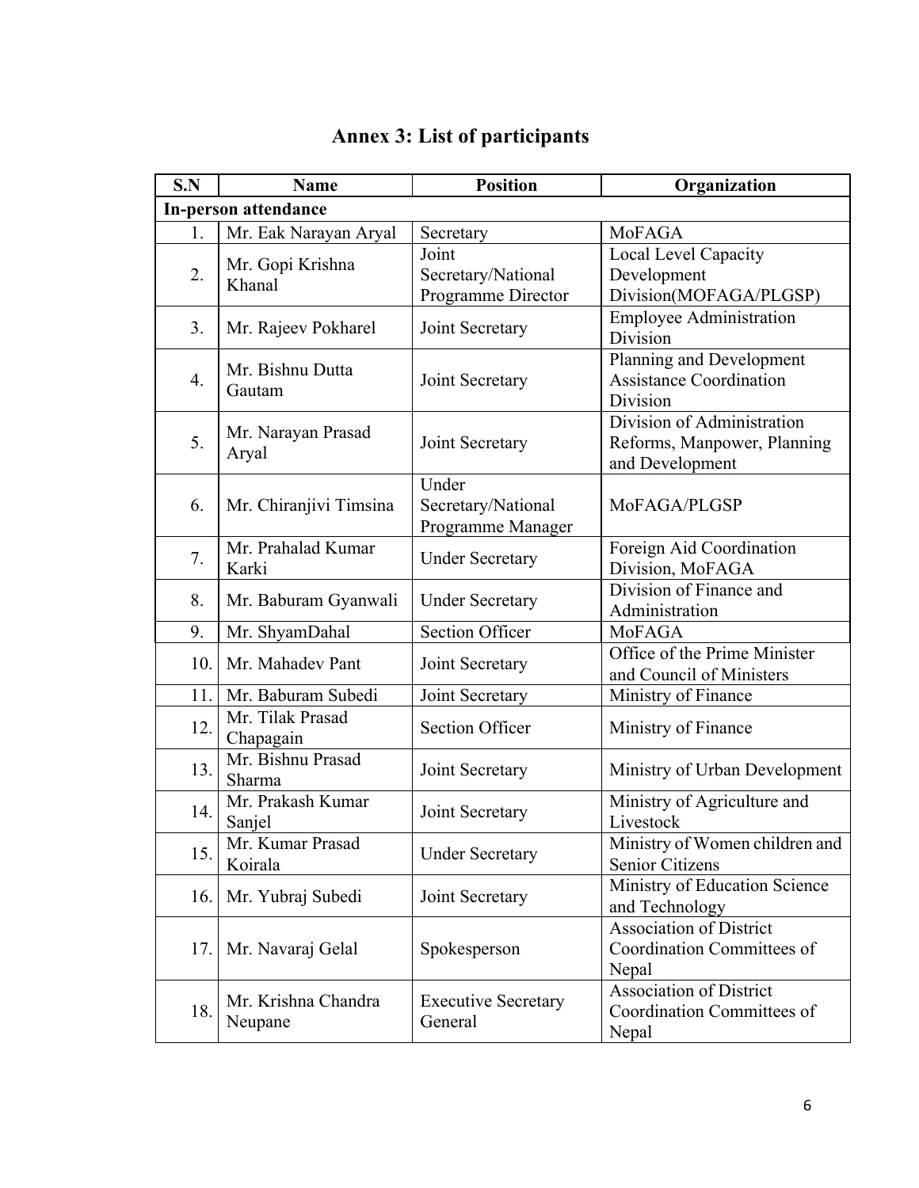# Annex 3: List of participants

| S.N | Name | Position | Organization |
|---|---|---|---|
| **In-person attendance** | | | |
| 1. | Mr. Eak Narayan Aryal | Secretary | MoFAGA |
| 2. | Mr. Gopi Krishna Khanal | Joint Secretary/National Programme Director | Local Level Capacity Development Division(MOFAGA/PLGSP) |
| 3. | Mr. Rajeev Pokharel | Joint Secretary | Employee Administration Division |
| 4. | Mr. Bishnu Dutta Gautam | Joint Secretary | Planning and Development Assistance Coordination Division |
| 5. | Mr. Narayan Prasad Aryal | Joint Secretary | Division of Administration Reforms, Manpower, Planning and Development |
| 6. | Mr. Chiranjivi Timsina | Under Secretary/National Programme Manager | MoFAGA/PLGSP |
| 7. | Mr. Prahalad Kumar Karki | Under Secretary | Foreign Aid Coordination Division, MoFAGA |
| 8. | Mr. Baburam Gyanwali | Under Secretary | Division of Finance and Administration |
| 9. | Mr. ShyamDahal | Section Officer | MoFAGA |
| 10. | Mr. Mahadev Pant | Joint Secretary | Office of the Prime Minister and Council of Ministers |
| 11. | Mr. Baburam Subedi | Joint Secretary | Ministry of Finance |
| 12. | Mr. Tilak Prasad Chapagain | Section Officer | Ministry of Finance |
| 13. | Mr. Bishnu Prasad Sharma | Joint Secretary | Ministry of Urban Development |
| 14. | Mr. Prakash Kumar Sanjel | Joint Secretary | Ministry of Agriculture and Livestock |
| 15. | Mr. Kumar Prasad Koirala | Under Secretary | Ministry of Women children and Senior Citizens |
| 16. | Mr. Yubraj Subedi | Joint Secretary | Ministry of Education Science and Technology |
| 17. | Mr. Navaraj Gelal | Spokesperson | Association of District Coordination Committees of Nepal |
| 18. | Mr. Krishna Chandra Neupane | Executive Secretary General | Association of District Coordination Committees of Nepal |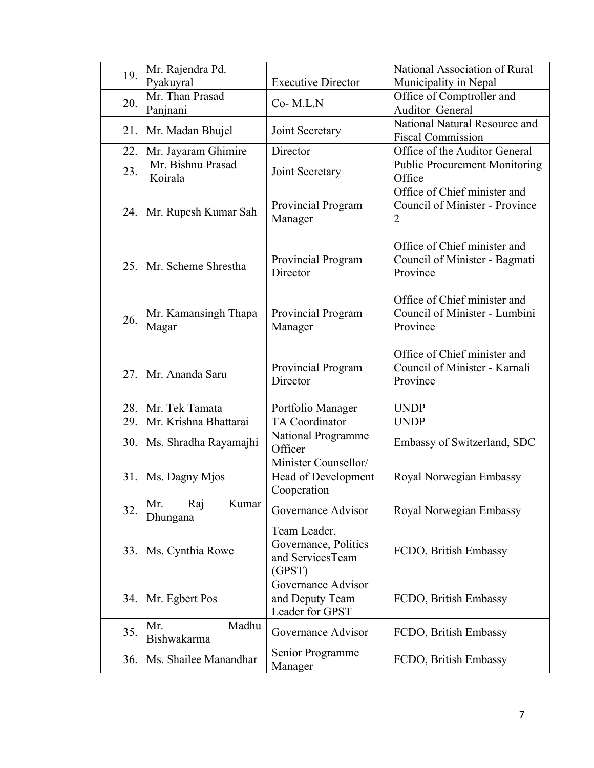| 19. | Mr. Rajendra Pd. Pyakuyral | Executive Director | National Association of Rural Municipality in Nepal |
|---|---|---|---|
| 20. | Mr. Than Prasad Panjnani | Co- M.L.N | Office of Comptroller and Auditor General |
| 21. | Mr. Madan Bhujel | Joint Secretary | National Natural Resource and Fiscal Commission |
| 22. | Mr. Jayaram Ghimire | Director | Office of the Auditor General |
| 23. | Mr. Bishnu Prasad Koirala | Joint Secretary | Public Procurement Monitoring Office |
| 24. | Mr. Rupesh Kumar Sah | Provincial Program Manager | Office of Chief minister and Council of Minister - Province 2 |
| 25. | Mr. Scheme Shrestha | Provincial Program Director | Office of Chief minister and Council of Minister - Bagmati Province |
| 26. | Mr. Kamansingh Thapa Magar | Provincial Program Manager | Office of Chief minister and Council of Minister - Lumbini Province |
| 27. | Mr. Ananda Saru | Provincial Program Director | Office of Chief minister and Council of Minister - Karnali Province |
| 28. | Mr. Tek Tamata | Portfolio Manager | UNDP |
| 29. | Mr. Krishna Bhattarai | TA Coordinator | UNDP |
| 30. | Ms. Shradha Rayamajhi | National Programme Officer | Embassy of Switzerland, SDC |
| 31. | Ms. Dagny Mjos | Minister Counsellor/ Head of Development Cooperation | Royal Norwegian Embassy |
| 32. | Mr. Raj Kumar Dhungana | Governance Advisor | Royal Norwegian Embassy |
| 33. | Ms. Cynthia Rowe | Team Leader, Governance, Politics and ServicesTeam (GPST) | FCDO, British Embassy |
| 34. | Mr. Egbert Pos | Governance Advisor and Deputy Team Leader for GPST | FCDO, British Embassy |
| 35. | Mr. Madhu Bishwakarma | Governance Advisor | FCDO, British Embassy |
| 36. | Ms. Shailee Manandhar | Senior Programme Manager | FCDO, British Embassy |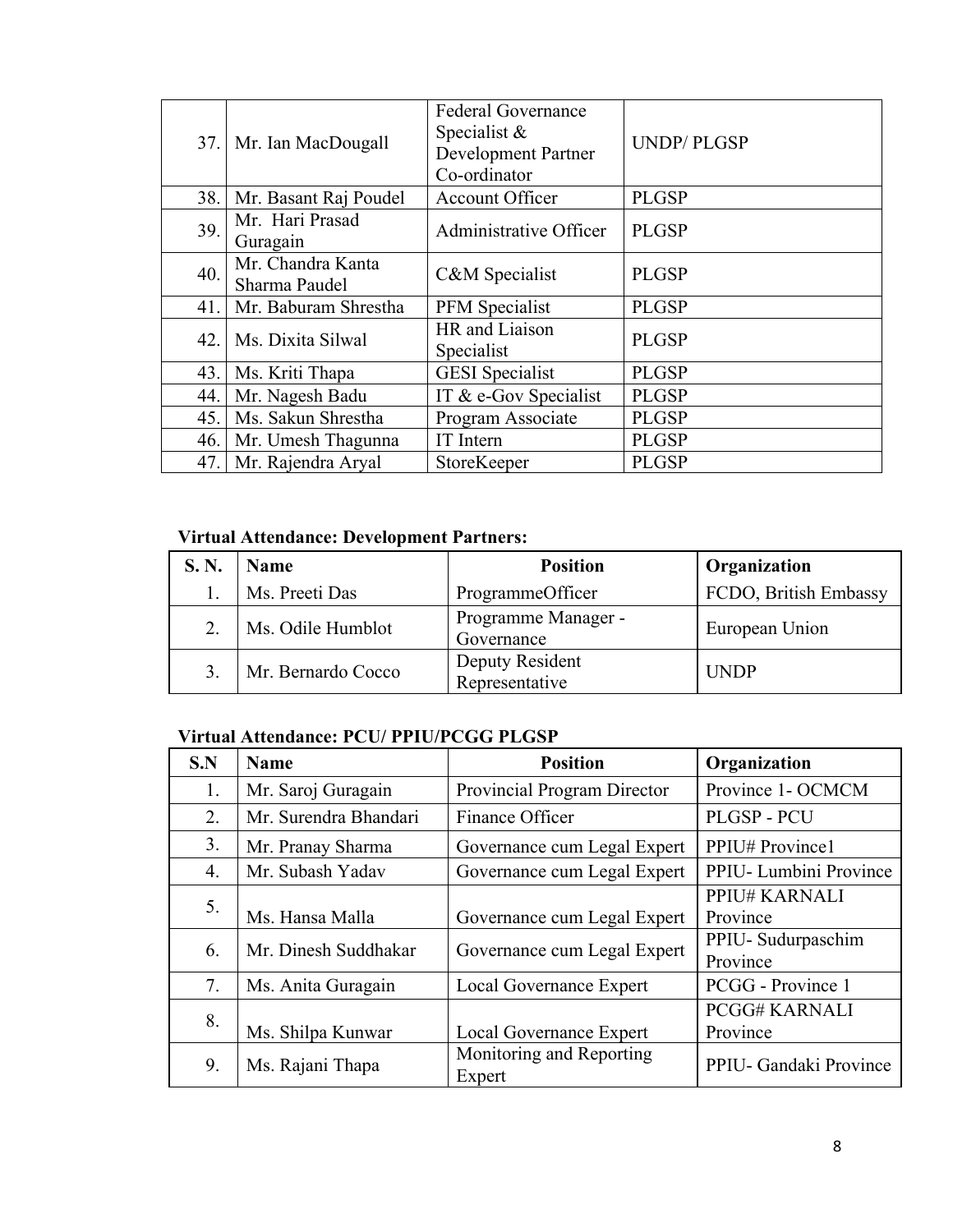| | | | |
|---|---|---|---|
| 37. | Mr. Ian MacDougall | Federal Governance Specialist & Development Partner Co-ordinator | UNDP/ PLGSP |
| 38. | Mr. Basant Raj Poudel | Account Officer | PLGSP |
| 39. | Mr. Hari Prasad Guragain | Administrative Officer | PLGSP |
| 40. | Mr. Chandra Kanta Sharma Paudel | C&M Specialist | PLGSP |
| 41. | Mr. Baburam Shrestha | PFM Specialist | PLGSP |
| 42. | Ms. Dixita Silwal | HR and Liaison Specialist | PLGSP |
| 43. | Ms. Kriti Thapa | GESI Specialist | PLGSP |
| 44. | Mr. Nagesh Badu | IT & e-Gov Specialist | PLGSP |
| 45. | Ms. Sakun Shrestha | Program Associate | PLGSP |
| 46. | Mr. Umesh Thagunna | IT Intern | PLGSP |
| 47. | Mr. Rajendra Aryal | StoreKeeper | PLGSP |

**Virtual Attendance: Development Partners:**

| S. N. | Name | Position | Organization |
|---|---|---|---|
| 1. | Ms. Preeti Das | ProgrammeOfficer | FCDO, British Embassy |
| 2. | Ms. Odile Humblot | Programme Manager - Governance | European Union |
| 3. | Mr. Bernardo Cocco | Deputy Resident Representative | UNDP |

**Virtual Attendance: PCU/ PPIU/PCGG PLGSP**

| S.N | Name | Position | Organization |
|---|---|---|---|
| 1. | Mr. Saroj Guragain | Provincial Program Director | Province 1- OCMCM |
| 2. | Mr. Surendra Bhandari | Finance Officer | PLGSP - PCU |
| 3. | Mr. Pranay Sharma | Governance cum Legal Expert | PPIU# Province1 |
| 4. | Mr. Subash Yadav | Governance cum Legal Expert | PPIU- Lumbini Province |
| 5. | Ms. Hansa Malla | Governance cum Legal Expert | PPIU# KARNALI Province |
| 6. | Mr. Dinesh Suddhakar | Governance cum Legal Expert | PPIU- Sudurpaschim Province |
| 7. | Ms. Anita Guragain | Local Governance Expert | PCGG - Province 1 |
| 8. | Ms. Shilpa Kunwar | Local Governance Expert | PCGG# KARNALI Province |
| 9. | Ms. Rajani Thapa | Monitoring and Reporting Expert | PPIU- Gandaki Province |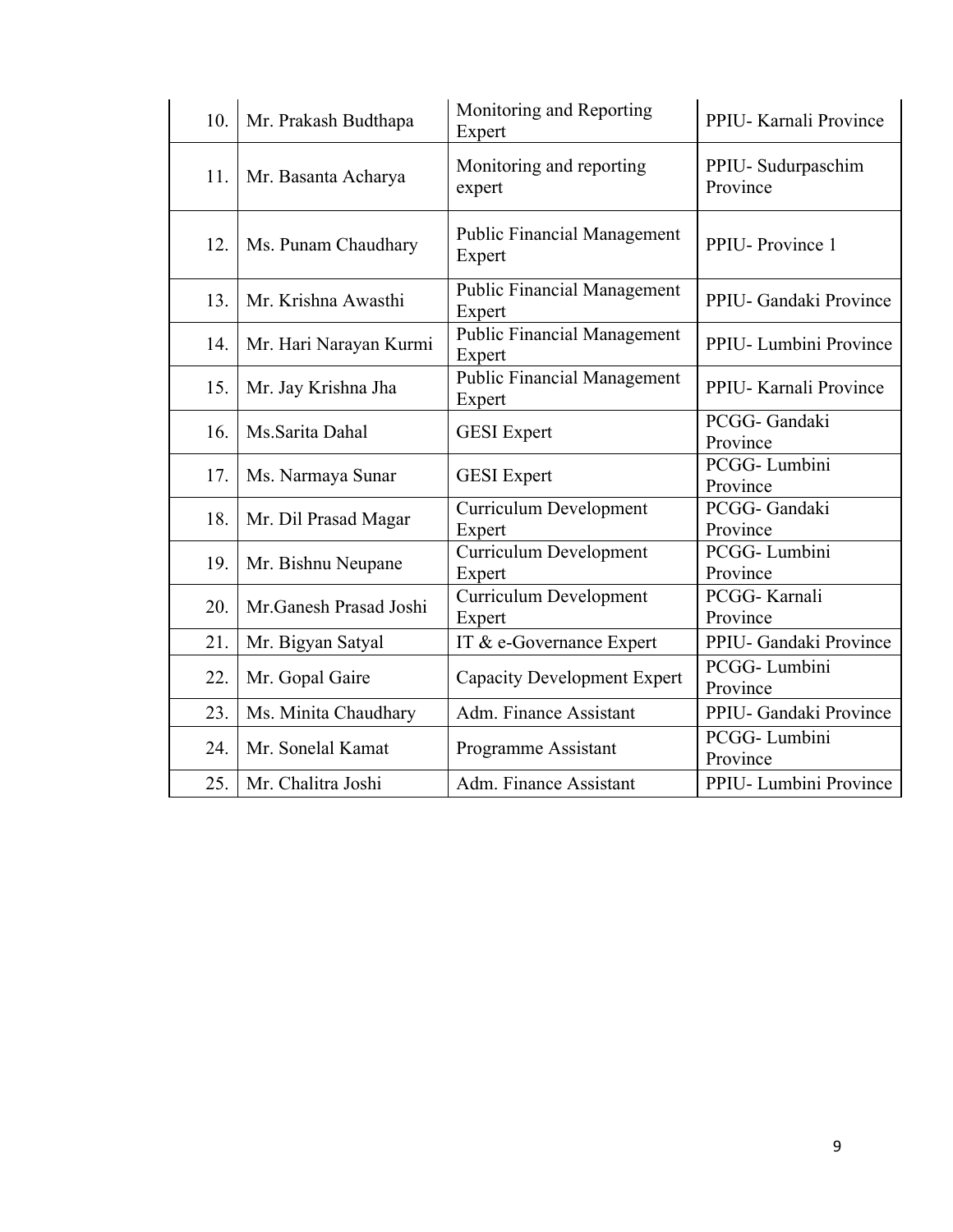| | | | |
|---|---|---|---|
| 10. | Mr. Prakash Budthapa | Monitoring and Reporting Expert | PPIU- Karnali Province |
| 11. | Mr. Basanta Acharya | Monitoring and reporting expert | PPIU- Sudurpaschim Province |
| 12. | Ms. Punam Chaudhary | Public Financial Management Expert | PPIU- Province 1 |
| 13. | Mr. Krishna Awasthi | Public Financial Management Expert | PPIU- Gandaki Province |
| 14. | Mr. Hari Narayan Kurmi | Public Financial Management Expert | PPIU- Lumbini Province |
| 15. | Mr. Jay Krishna Jha | Public Financial Management Expert | PPIU- Karnali Province |
| 16. | Ms.Sarita Dahal | GESI Expert | PCGG- Gandaki Province |
| 17. | Ms. Narmaya Sunar | GESI Expert | PCGG- Lumbini Province |
| 18. | Mr. Dil Prasad Magar | Curriculum Development Expert | PCGG- Gandaki Province |
| 19. | Mr. Bishnu Neupane | Curriculum Development Expert | PCGG- Lumbini Province |
| 20. | Mr.Ganesh Prasad Joshi | Curriculum Development Expert | PCGG- Karnali Province |
| 21. | Mr. Bigyan Satyal | IT & e-Governance Expert | PPIU- Gandaki Province |
| 22. | Mr. Gopal Gaire | Capacity Development Expert | PCGG- Lumbini Province |
| 23. | Ms. Minita Chaudhary | Adm. Finance Assistant | PPIU- Gandaki Province |
| 24. | Mr. Sonelal Kamat | Programme Assistant | PCGG- Lumbini Province |
| 25. | Mr. Chalitra Joshi | Adm. Finance Assistant | PPIU- Lumbini Province |